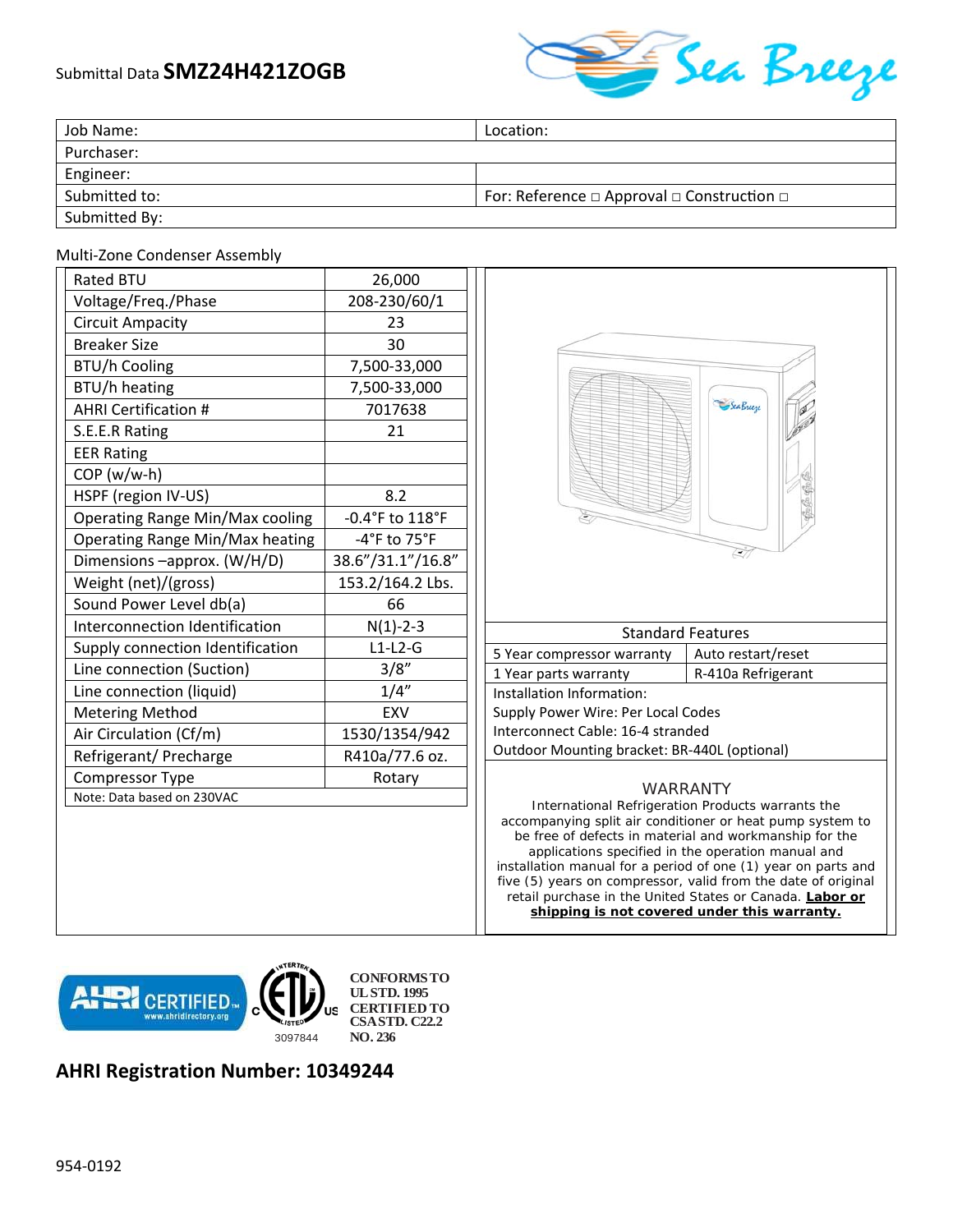Submittal Data **SMZ24H421ZOGB**

| Job Name: | Location: |
|---|---|
| Purchaser: | |
| Engineer: | |
| Submitted to: | For: Reference □ Approval □ Construction □ |
| Submitted By: | |

Multi-Zone Condenser Assembly

| | |
|---|---|
| Rated BTU | 26,000 |
| Voltage/Freq./Phase | 208-230/60/1 |
| Circuit Ampacity | 23 |
| Breaker Size | 30 |
| BTU/h Cooling | 7,500-33,000 |
| BTU/h heating | 7,500-33,000 |
| AHRI Certification # | 7017638 |
| S.E.E.R Rating | 21 |
| EER Rating | |
| COP (w/w-h) | |
| HSPF (region IV-US) | 8.2 |
| Operating Range Min/Max cooling | -0.4°F to 118°F |
| Operating Range Min/Max heating | -4°F to 75°F |
| Dimensions –approx. (W/H/D) | 38.6"/31.1"/16.8" |
| Weight (net)/(gross) | 153.2/164.2 Lbs. |
| Sound Power Level db(a) | 66 |
| Interconnection Identification | N(1)-2-3 |
| Supply connection Identification | L1-L2-G |
| Line connection (Suction) | 3/8" |
| Line connection (liquid) | 1/4" |
| Metering Method | EXV |
| Air Circulation (Cf/m) | 1530/1354/942 |
| Refrigerant/ Precharge | R410a/77.6 oz. |
| Compressor Type | Rotary |
| Note: Data based on 230VAC | |

| Standard Features | |
|---|---|
| 5 Year compressor warranty | Auto restart/reset |
| 1 Year parts warranty | R-410a Refrigerant |

Installation Information:
Supply Power Wire: Per Local Codes
Interconnect Cable: 16-4 stranded
Outdoor Mounting bracket: BR-440L (optional)

WARRANTY

International Refrigeration Products warrants the accompanying split air conditioner or heat pump system to be free of defects in material and workmanship for the applications specified in the operation manual and installation manual for a period of one (1) year on parts and five (5) years on compressor, valid from the date of original retail purchase in the United States or Canada. **Labor or shipping is not covered under this warranty.**

AHRI CERTIFIED www.ahridirectory.org

ETL LISTED 3097844

**CONFORMS TO UL STD. 1995 CERTIFIED TO CSA STD. C22.2 NO. 236**

## AHRI Registration Number: 10349244

954-0192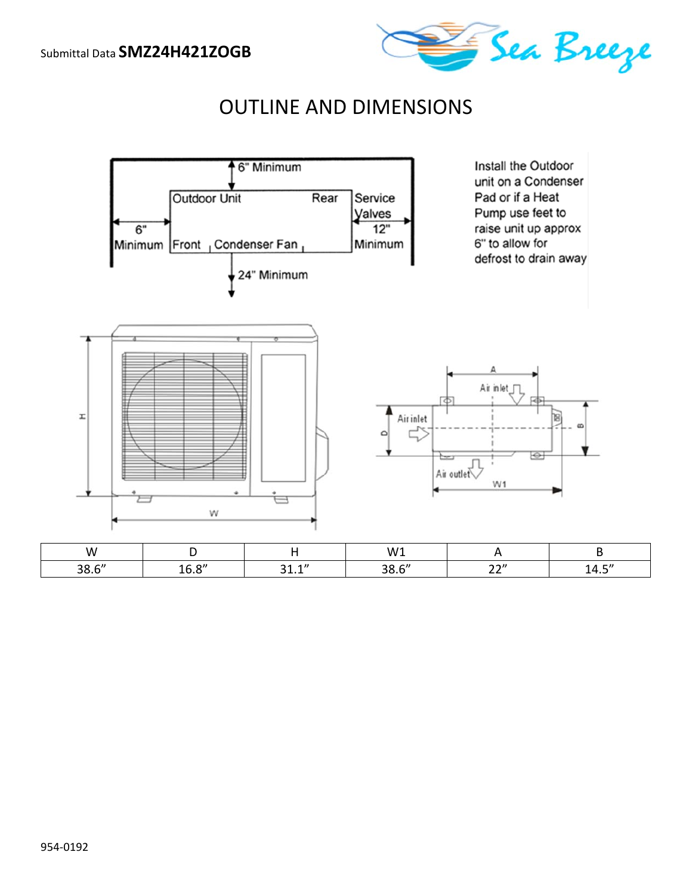Submittal Data **SMZ24H421ZOGB**

# OUTLINE AND DIMENSIONS

6" Minimum

Outdoor Unit

Rear

Service Valves

12" Minimum

6" Minimum

Front

Condenser Fan

24" Minimum

Install the Outdoor unit on a Condenser Pad or if a Heat Pump use feet to raise unit up approx 6" to allow for defrost to drain away

H

W

A

Air inlet

Air inlet

D

B

Air outlet

W1

| W | D | H | W1 | A | B |
|---|---|---|---|---|---|
| 38.6” | 16.8” | 31.1” | 38.6” | 22” | 14.5” |

954-0192